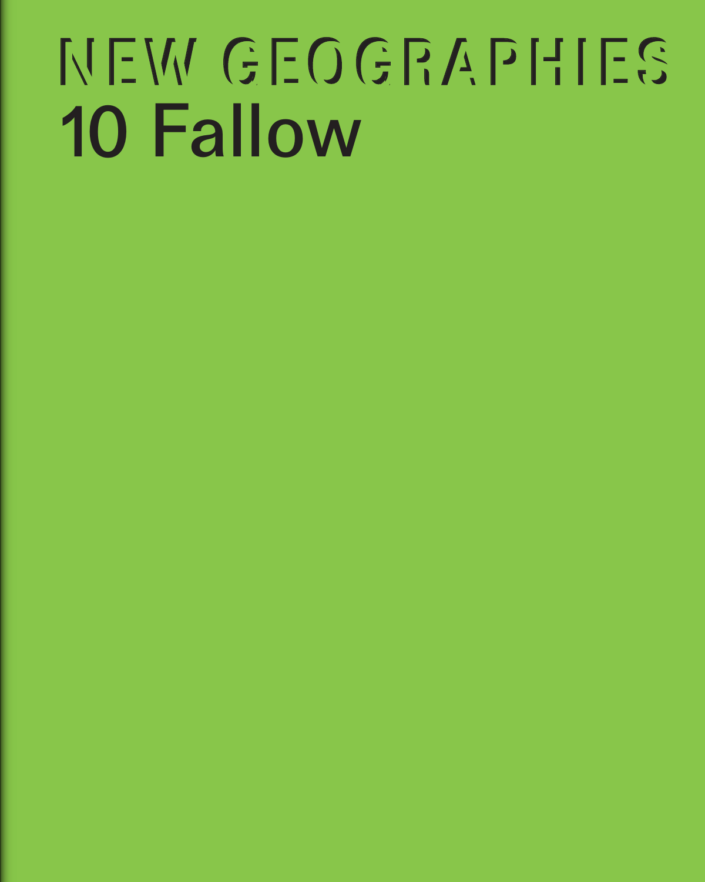# NEW GEOGRAPHIES

## 10 Fallow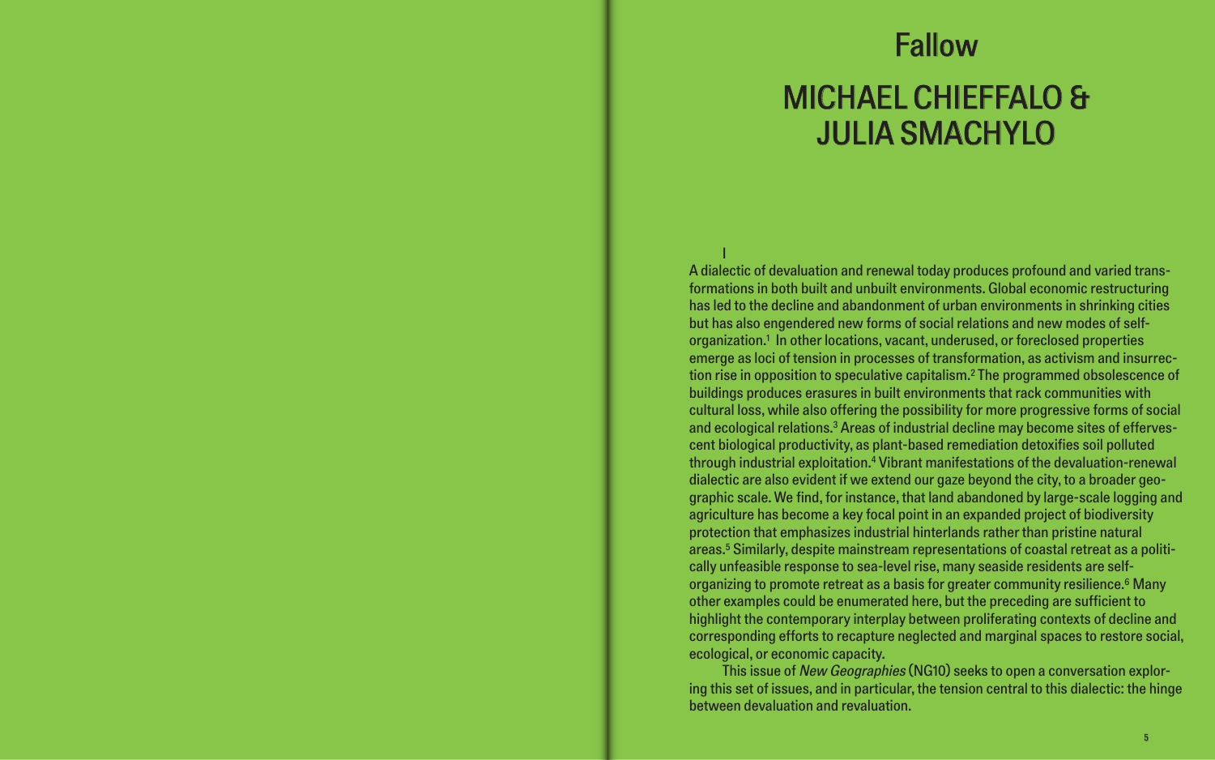# Fallow

## MICHAEL CHIEFFALO & JULIA SMACHYLO

### I

A dialectic of devaluation and renewal today produces profound and varied transformations in both built and unbuilt environments. Global economic restructuring has led to the decline and abandonment of urban environments in shrinking cities but has also engendered new forms of social relations and new modes of self-organization.[1] In other locations, vacant, underused, or foreclosed properties emerge as loci of tension in processes of transformation, as activism and insurrection rise in opposition to speculative capitalism.[2] The programmed obsolescence of buildings produces erasures in built environments that rack communities with cultural loss, while also offering the possibility for more progressive forms of social and ecological relations.[3] Areas of industrial decline may become sites of effervescent biological productivity, as plant-based remediation detoxifies soil polluted through industrial exploitation.[4] Vibrant manifestations of the devaluation-renewal dialectic are also evident if we extend our gaze beyond the city, to a broader geographic scale. We find, for instance, that land abandoned by large-scale logging and agriculture has become a key focal point in an expanded project of biodiversity protection that emphasizes industrial hinterlands rather than pristine natural areas.[5] Similarly, despite mainstream representations of coastal retreat as a politically unfeasible response to sea-level rise, many seaside residents are self-organizing to promote retreat as a basis for greater community resilience.[6] Many other examples could be enumerated here, but the preceding are sufficient to highlight the contemporary interplay between proliferating contexts of decline and corresponding efforts to recapture neglected and marginal spaces to restore social, ecological, or economic capacity.

This issue of *New Geographies* (NG10) seeks to open a conversation exploring this set of issues, and in particular, the tension central to this dialectic: the hinge between devaluation and revaluation.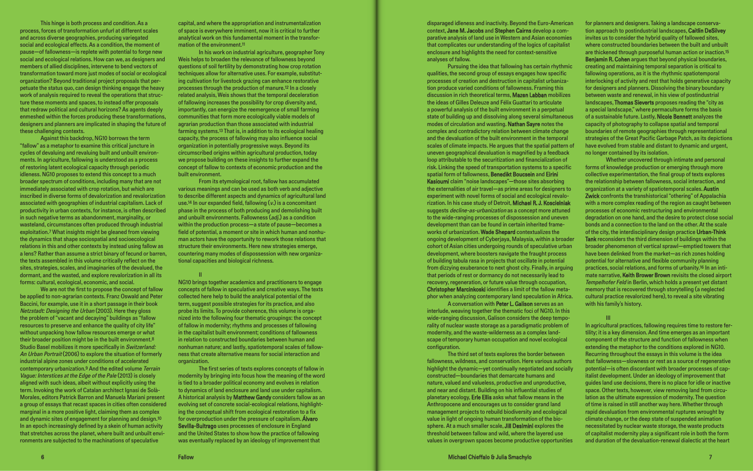This hinge is both process and condition. As a process, forces of transformation unfurl at different scales and across diverse geographies, producing variegated social and ecological effects. As a condition, the moment of pause—of fallowness—is replete with potential to forge new social and ecological relations. How can we, as designers and members of allied disciplines, intervene to bend vectors of transformation toward more just modes of social or ecological organization? Beyond traditional project proposals that perpetuate the status quo, can design thinking engage the heavy work of analysis required to reveal the operations that structure these moments and spaces, to instead offer proposals that redraw political and cultural horizons? As agents deeply enmeshed within the forces producing these transformations, designers and planners are implicated in shaping the future of these challenging contexts.

Against this backdrop, NG10 borrows the term "fallow" as a metaphor to examine this critical juncture in cycles of devaluing and revaluing built and unbuilt environments. In agriculture, fallowing is understood as a process of restoring latent ecological capacity through periodic idleness. NG10 proposes to extend this concept to a much broader spectrum of conditions, including many that are not immediately associated with crop rotation, but which are inscribed in diverse forms of devalorization and revalorization associated with geographies of industrial capitalism. Lack of productivity in urban contexts, for instance, is often described in such negative terms as abandonment, marginality, or wasteland, circumstances often produced through industrial exploitation.[7] What insights might be gleaned from viewing the dynamics that shape sociospatial and socioecological relations in this and other contexts by instead using fallow as a lens? Rather than assume a strict binary of fecund or barren, the texts assembled in this volume critically reflect on the sites, strategies, scales, and imaginaries of the devalued, the dormant, and the wasted, and explore revalorization in all its forms: cultural, ecological, economic, and social.

We are not the first to propose the concept of fallow be applied to non-agrarian contexts. Franz Oswald and Peter Baccini, for example, use it in a short passage in their book *Netzstadt: Designing the Urban* (2003). Here they gloss the problem of "vacant and decaying" buildings as "fallow resources to preserve and enhance the quality of city life" without unpacking how fallow resources emerge or what their broader position might be in the built environment.[8] Studio Basel mobilizes it more specifically in *Switzerland: An Urban Portrait* (2006) to explore the situation of formerly industrial alpine zones under conditions of accelerated contemporary urbanization.[9] And the edited volume *Terrain Vague: Interstices at the Edge of the Pale* (2013) is closely aligned with such ideas, albeit without explicitly using the term. Invoking the work of Catalan architect Ignasi de Solà-Morales, editors Patrick Barron and Manuela Mariani present a group of essays that recast spaces in cities often considered marginal in a more positive light, claiming them as complex and dynamic sites of engagement for planning and design.[10] In an epoch increasingly defined by a skein of human activity that stretches across the planet, where built and unbuilt environments are subjected to the machinations of speculative capital, and where the appropriation and instrumentalization of space is everywhere imminent, now it is critical to further analytical work on this fundamental moment in the transformation of the environment.[11]

In his work on industrial agriculture, geographer Tony Weis helps to broaden the relevance of fallowness beyond questions of soil fertility by demonstrating how crop rotation techniques allow for alternative uses. For example, substituting cultivation for livestock grazing can enhance restorative processes through the production of manure.[12] In a closely related analysis, Weis shows that the temporal deceleration of fallowing increases the possibility for crop diversity and, importantly, can energize the reemergence of small farming communities that form more ecologically viable models of agrarian production than those associated with industrial farming systems.[13] That is, in addition to its ecological healing capacity, the process of fallowing may also influence social organization in potentially progressive ways. Beyond its circumscribed origins within agricultural production, today we propose building on these insights to further expand the concept of fallow to contexts of economic production and the built environment.

From its etymological root, fallow has accumulated various meanings and can be used as both verb and adjective to describe different aspects and dynamics of agricultural land use.[14] In our expanded field, fallowing (*v.*) is a concomitant phase in the process of both producing and demolishing built and unbuilt environments. Fallowness (*adj.*) as a condition within the production process—a state of pause—becomes a field of potential, a moment or site in which human and nonhuman actors have the opportunity to rework those relations that structure their environments. Here new strategies emerge, countering many modes of dispossession with new organizational capacities and biological richness.

## II

NG10 brings together academics and practitioners to engage concepts of fallow in speculative and creative ways. The texts collected here help to build the analytical potential of the term, suggest possible strategies for its practice, and also probe its limits. To provide coherence, this volume is organized into the following four thematic groupings: the concept of fallow in modernity; rhythms and processes of fallowing in the capitalist built environment; conditions of fallowness in relation to constructed boundaries between human and nonhuman nature; and lastly, spatiotemporal scales of fallowness that create alternative means for social interaction and organization.

The first series of texts explores concepts of fallow in modernity by bringing into focus how the meaning of the word is tied to a broader political economy and evolves in relation to dynamics of land enclosure and land use under capitalism. A historical analysis by **Matthew Gandy** considers fallow as an evolving set of concrete social-ecological relations, highlighting the conceptual shift from ecological restoration to a fix for overproduction under the pressure of capitalism. **Álvaro Sevilla-Buitrago** uses processes of enclosure in England and the United States to show how the practice of fallowing was eventually replaced by an ideology of improvement that disparaged idleness and inactivity. Beyond the Euro-American context, **Jane M. Jacobs** and **Stephen Cairns** develop a comparative analysis of land use in Western and Asian economies that complicates our understanding of the logics of capitalist enclosure and highlights the need for context-sensitive analyses of fallow.

Pursuing the idea that fallowing has certain rhythmic qualities, the second group of essays engages how specific processes of creation and destruction in capitalist urbanization produce varied conditions of fallowness. Framing this discussion in rich theoretical terms, **Mazen Labban** mobilizes the ideas of Gilles Deleuze and Félix Guattari to articulate a powerful analysis of the built environment in a perpetual state of building up and dissolving along several simultaneous modes of circulation and wasting. **Nathan Sayre** notes the complex and contradictory relation between climate change and the devaluation of the built environment in the temporal scales of climate impacts. He argues that the spatial pattern of uneven geographical devaluation is magnified by a feedback loop attributable to the securitization and financialization of risk. Linking the speed of transportation systems to a specific spatial form of fallowness, **Benedikt Boucsein** and **Eirini Kasioumi** claim "noise landscapes"—those sites absorbing the externalities of air travel—as prime areas for designers to experiment with novel forms of social and ecological revalorization. In his case study of Detroit, **Michael R. J. Koscielniak** suggests *decline-as-urbanization* as a concept more attuned to the wide-ranging processes of dispossession and uneven development than can be found in certain inherited frameworks of urbanization. **Wade Shepard** contextualizes the ongoing development of Cyberjaya, Malaysia, within a broader cohort of Asian cities undergoing rounds of speculative urban development, where boosters navigate the fraught process of building tabula rasa in projects that oscillate in potential from dizzying exuberance to next ghost city. Finally, in arguing that periods of rest or dormancy do not necessarily lead to recovery, regeneration, or future value through occupation, **Christopher Marcinkoski** identifies a limit of the fallow metaphor when analyzing contemporary land speculation in Africa.

A conversation with **Peter L. Galison** serves as an interlude, weaving together the thematic foci of NG10. In this wide-ranging discussion, Galison considers the deep temporality of nuclear waste storage as a paradigmatic problem of modernity, and the waste-wilderness as a complex landscape of temporary human occupation and novel ecological configuration.

The third set of texts explores the border between fallowness, wildness, and conservation. Here various authors highlight the dynamic—yet continually negotiated and socially constructed—boundaries that demarcate humans and nature, valued and valueless, productive and unproductive, and near and distant. Building on his influential studies of planetary ecology, **Erle Ellis** asks what fallow means in the Anthropocene and encourages us to consider grand land management projects to rebuild biodiversity and ecological value in light of ongoing human transformation of the biosphere. At a much smaller scale, **Jill Desimini** explores the threshold between fallow and wild, where the layered use values in overgrown spaces become productive opportunities for planners and designers. Taking a landscape conservation approach to postindustrial landscapes, **Caitlin DeSilvey** invites us to consider the hybrid quality of fallowed sites, where constructed boundaries between the built and unbuilt are thickened through purposeful human action or inaction.[15] **Benjamin R. Cohen** argues that beyond physical boundaries, creating and maintaining temporal separation is critical to fallowing operations, as it is the rhythmic spatiotemporal interlocking of activity and rest that holds generative capacity for designers and planners. Dissolving the binary boundary between waste and renewal, in his view of postindustrial landscapes, **Thomas Sieverts** proposes reading the "city as a special landscape," where permaculture forms the basis of a sustainable future. Lastly, **Nicole Bennett** analyzes the capacity of photography to collapse spatial and temporal boundaries of remote geographies through representational strategies of the Great Pacific Garbage Patch, as its depictions have evolved from stable and distant to dynamic and urgent, no longer contained by its isolation.

Whether uncovered through intimate and personal forms of knowledge production or emerging through more collective experimentation, the final group of texts explores the relationship between fallowness, social interaction, and organization at a variety of spatiotemporal scales. **Austin Zwick** confronts the transhistorical "othering" of Appalachia with a more complex reading of the region as caught between processes of economic restructuring and environmental degradation on one hand, and the desire to protect close social bonds and a connection to the land on the other. At the scale of the city, the interdisciplinary design practice **Urban-Think Tank** reconsiders the third dimension of buildings within the broader phenomenon of vertical sprawl—emptied towers that have been delinked from the market—as rich zones holding potential for alternative and flexible community planning practices, social relations, and forms of community.[16] In an intimate narrative, **Keith Brower Brown** revisits the closed airport *Tempelhofer Feld* in Berlin, which holds a present yet distant memory that is recovered through storytelling (a neglected cultural practice revalorized here), to reveal a site vibrating with his family's history.

## III

In agricultural practices, fallowing requires time to restore fertility; it is a key dimension. And time emerges as an important component of the structure and function of fallowness when extending the metaphor to the conditions explored in NG10. Recurring throughout the essays in this volume is the idea that fallowness—slowness or rest as a source of regenerative potential—is often discordant with broader processes of capitalist development. Under an ideology of improvement that guides land use decisions, there is no place for idle or inactive space. Other texts, however, view removing land from circulation as the ultimate expression of modernity. The question of time is raised in still another way here. Whether through rapid devaluation from environmental ruptures wrought by climate change, or the deep state of suspended animation necessitated by nuclear waste storage, the waste products of capitalist modernity play a significant role in both the form and duration of the devaluation-renewal dialectic at the heart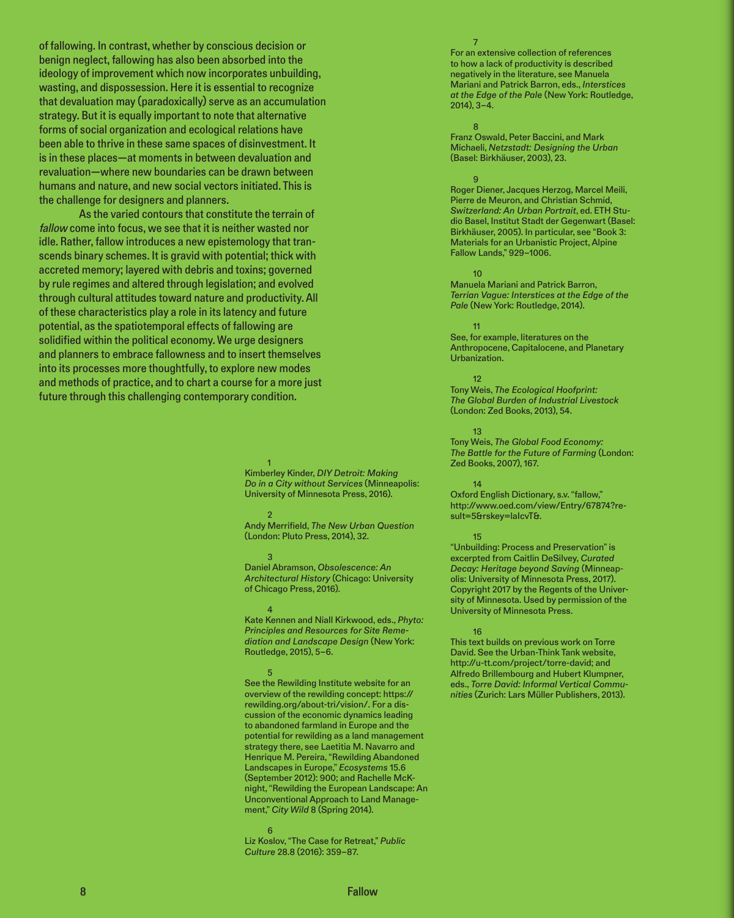of fallowing. In contrast, whether by conscious decision or benign neglect, fallowing has also been absorbed into the ideology of improvement which now incorporates unbuilding, wasting, and dispossession. Here it is essential to recognize that devaluation may (paradoxically) serve as an accumulation strategy. But it is equally important to note that alternative forms of social organization and ecological relations have been able to thrive in these same spaces of disinvestment. It is in these places—at moments in between devaluation and revaluation—where new boundaries can be drawn between humans and nature, and new social vectors initiated. This is the challenge for designers and planners.

As the varied contours that constitute the terrain of *fallow* come into focus, we see that it is neither wasted nor idle. Rather, fallow introduces a new epistemology that transcends binary schemes. It is gravid with potential; thick with accreted memory; layered with debris and toxins; governed by rule regimes and altered through legislation; and evolved through cultural attitudes toward nature and productivity. All of these characteristics play a role in its latency and future potential, as the spatiotemporal effects of fallowing are solidified within the political economy. We urge designers and planners to embrace fallowness and to insert themselves into its processes more thoughtfully, to explore new modes and methods of practice, and to chart a course for a more just future through this challenging contemporary condition.

1
Kimberley Kinder, *DIY Detroit: Making Do in a City without Services* (Minneapolis: University of Minnesota Press, 2016).

2
Andy Merrifield, *The New Urban Question* (London: Pluto Press, 2014), 32.

3
Daniel Abramson, *Obsolescence: An Architectural History* (Chicago: University of Chicago Press, 2016).

4
Kate Kennen and Niall Kirkwood, eds., *Phyto: Principles and Resources for Site Remediation and Landscape Design* (New York: Routledge, 2015), 5–6.

5
See the Rewilding Institute website for an overview of the rewilding concept: https://rewilding.org/about-tri/vision/. For a discussion of the economic dynamics leading to abandoned farmland in Europe and the potential for rewilding as a land management strategy there, see Laetitia M. Navarro and Henrique M. Pereira, "Rewilding Abandoned Landscapes in Europe," *Ecosystems* 15.6 (September 2012): 900; and Rachelle McKnight, "Rewilding the European Landscape: An Unconventional Approach to Land Management," *City Wild* 8 (Spring 2014).

6
Liz Koslov, "The Case for Retreat," *Public Culture* 28.8 (2016): 359–87.

7
For an extensive collection of references to how a lack of productivity is described negatively in the literature, see Manuela Mariani and Patrick Barron, eds., *Interstices at the Edge of the Pale* (New York: Routledge, 2014), 3–4.

8
Franz Oswald, Peter Baccini, and Mark Michaeli, *Netzstadt: Designing the Urban* (Basel: Birkhäuser, 2003), 23.

9
Roger Diener, Jacques Herzog, Marcel Meili, Pierre de Meuron, and Christian Schmid, *Switzerland: An Urban Portrait*, ed. ETH Studio Basel, Institut Stadt der Gegenwart (Basel: Birkhäuser, 2005). In particular, see "Book 3: Materials for an Urbanistic Project, Alpine Fallow Lands," 929–1006.

10
Manuela Mariani and Patrick Barron, *Terrian Vague: Interstices at the Edge of the Pale* (New York: Routledge, 2014).

11
See, for example, literatures on the Anthropocene, Capitalocene, and Planetary Urbanization.

12
Tony Weis, *The Ecological Hoofprint: The Global Burden of Industrial Livestock* (London: Zed Books, 2013), 54.

13
Tony Weis, *The Global Food Economy: The Battle for the Future of Farming* (London: Zed Books, 2007), 167.

14
Oxford English Dictionary, s.v. "fallow," http://www.oed.com/view/Entry/67874?result=5&rskey=laIcvT&.

15
"Unbuilding: Process and Preservation" is excerpted from Caitlin DeSilvey, *Curated Decay: Heritage beyond Saving* (Minneapolis: University of Minnesota Press, 2017). Copyright 2017 by the Regents of the University of Minnesota. Used by permission of the University of Minnesota Press.

16
This text builds on previous work on Torre David. See the Urban-Think Tank website, http://u-tt.com/project/torre-david; and Alfredo Brillembourg and Hubert Klumpner, eds., *Torre David: Informal Vertical Communities* (Zurich: Lars Müller Publishers, 2013).